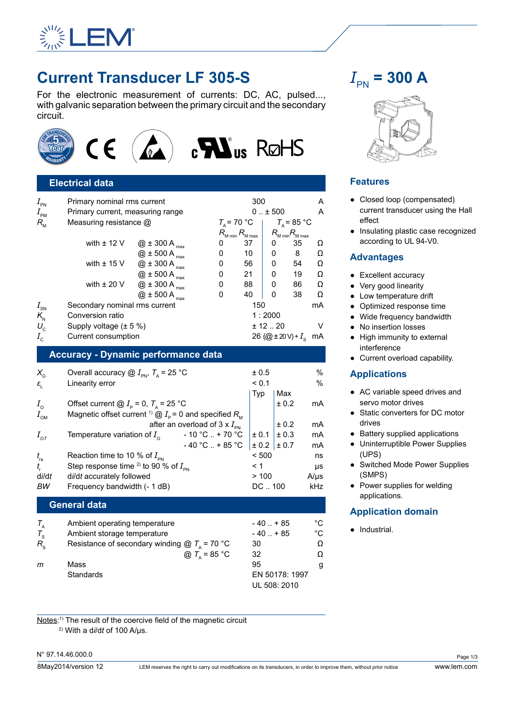# Current Transducer LF 305-S

## $I_{PN}$ = 300 A

For the electronic measurement of currents: DC, AC, pulsed..., with galvanic separation between the primary circuit and the secondary circuit.

## Electrical data

| | | | | | | | |
|---|---|---|---|---|---|---|---|
| $I_{PN}$ | Primary nominal rms current | | 300 | | | | A |
| $I_{PM}$ | Primary current, measuring range | | 0 .. ± 500 | | | | A |
| $R_M$ | Measuring resistance @ | | $T_A$ = 70 °C | | $T_A$ = 85 °C | | |
| | | | $R_{M\,min}$ | $R_{M\,max}$ | $R_{M\,min}$ | $R_{M\,max}$ | |
| | with ± 12 V | @ ± 300 A $_{max}$ | 0 | 37 | 0 | 35 | Ω |
| | | @ ± 500 A $_{max}$ | 0 | 10 | 0 | 8 | Ω |
| | with ± 15 V | @ ± 300 A $_{max}$ | 0 | 56 | 0 | 54 | Ω |
| | | @ ± 500 A $_{max}$ | 0 | 21 | 0 | 19 | Ω |
| | with ± 20 V | @ ± 300 A $_{max}$ | 0 | 88 | 0 | 86 | Ω |
| | | @ ± 500 A $_{max}$ | 0 | 40 | 0 | 38 | Ω |
| $I_{SN}$ | Secondary nominal rms current | | 150 | | | | mA |
| $K_N$ | Conversion ratio | | 1 : 2000 | | | | |
| $U_C$ | Supply voltage (± 5 %) | | ± 12 .. 20 | | | | V |
| $I_C$ | Current consumption | | 26 (@±20 V) + $I_S$ | | | | mA |

## Accuracy - Dynamic performance data

| | | | | |
|---|---|---|---|---|
| $X_G$ | Overall accuracy @ $I_{PN}$, $T_A$ = 25 °C | ± 0.5 | | % |
| $\varepsilon_L$ | Linearity error | < 0.1 | | % |
| | | Typ | Max | |
| $I_O$ | Offset current @ $I_P$ = 0, $T_A$ = 25 °C | | ± 0.2 | mA |
| $I_{OM}$ | Magnetic offset current [1] @ $I_P$ = 0 and specified $R_M$ after an overload of 3 x $I_{PN}$ | | ± 0.2 | mA |
| $I_{OT}$ | Temperature variation of $I_O$ - 10 °C .. + 70 °C | ± 0.1 | ± 0.3 | mA |
| | - 40 °C .. + 85 °C | ± 0.2 | ± 0.7 | mA |
| $t_{ra}$ | Reaction time to 10 % of $I_{PN}$ | < 500 | | ns |
| $t_r$ | Step response time [2] to 90 % of $I_{PN}$ | < 1 | | µs |
| d$i$/d$t$ | d$i$/d$t$ accurately followed | > 100 | | A/µs |
| $BW$ | Frequency bandwidth (- 1 dB) | DC .. 100 | | kHz |

## General data

| | | | |
|---|---|---|---|
| $T_A$ | Ambient operating temperature | - 40 .. + 85 | °C |
| $T_S$ | Ambient storage temperature | - 40 .. + 85 | °C |
| $R_S$ | Resistance of secondary winding @ $T_A$ = 70 °C | 30 | Ω |
| | @ $T_A$ = 85 °C | 32 | Ω |
| $m$ | Mass | 95 | g |
| | Standards | EN 50178: 1997<br>UL 508: 2010 | |

Notes: [1] The result of the coercive field of the magnetic circuit
[2] With a d$i$/d$t$ of 100 A/µs.

## Features

- Closed loop (compensated) current transducer using the Hall effect
- Insulating plastic case recognized according to UL 94-V0.

## Advantages

- Excellent accuracy
- Very good linearity
- Low temperature drift
- Optimized response time
- Wide frequency bandwidth
- No insertion losses
- High immunity to external interference
- Current overload capability.

## Applications

- AC variable speed drives and servo motor drives
- Static converters for DC motor drives
- Battery supplied applications
- Uninterruptible Power Supplies (UPS)
- Switched Mode Power Supplies (SMPS)
- Power supplies for welding applications.

## Application domain

- Industrial.

N° 97.14.46.000.0

8May2014/version 12 — LEM reserves the right to carry out modifications on its transducers, in order to improve them, without prior notice — www.lem.com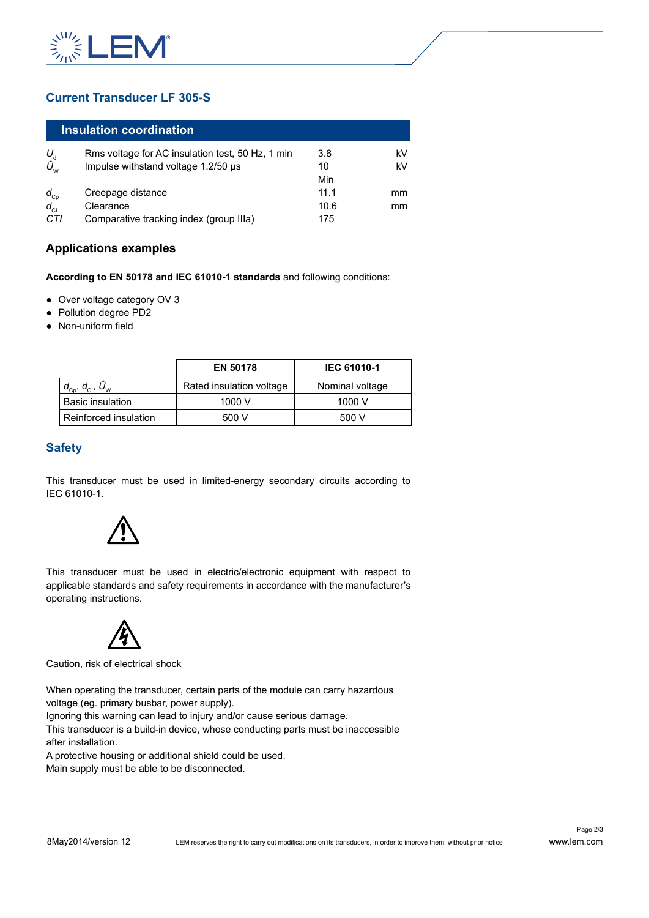## Current Transducer LF 305-S

### Insulation coordination

| | | | |
|---|---|---|---|
| $U_d$ | Rms voltage for AC insulation test, 50 Hz, 1 min | 3.8 | kV |
| $\hat{U}_W$ | Impulse withstand voltage 1.2/50 µs | 10 | kV |
| | | Min | |
| $d_{Cp}$ | Creepage distance | 11.1 | mm |
| $d_{Cl}$ | Clearance | 10.6 | mm |
| *CTI* | Comparative tracking index (group IIIa) | 175 | |

### Applications examples

**According to EN 50178 and IEC 61010-1 standards** and following conditions:

- Over voltage category OV 3
- Pollution degree PD2
- Non-uniform field

| | EN 50178 | IEC 61010-1 |
|---|---|---|
| $d_{Cp}$, $d_{Cl}$, $\hat{U}_W$ | Rated insulation voltage | Nominal voltage |
| Basic insulation | 1000 V | 1000 V |
| Reinforced insulation | 500 V | 500 V |

## Safety

This transducer must be used in limited-energy secondary circuits according to IEC 61010-1.

This transducer must be used in electric/electronic equipment with respect to applicable standards and safety requirements in accordance with the manufacturer's operating instructions.

Caution, risk of electrical shock

When operating the transducer, certain parts of the module can carry hazardous voltage (eg. primary busbar, power supply).
Ignoring this warning can lead to injury and/or cause serious damage.
This transducer is a build-in device, whose conducting parts must be inaccessible after installation.
A protective housing or additional shield could be used.
Main supply must be able to be disconnected.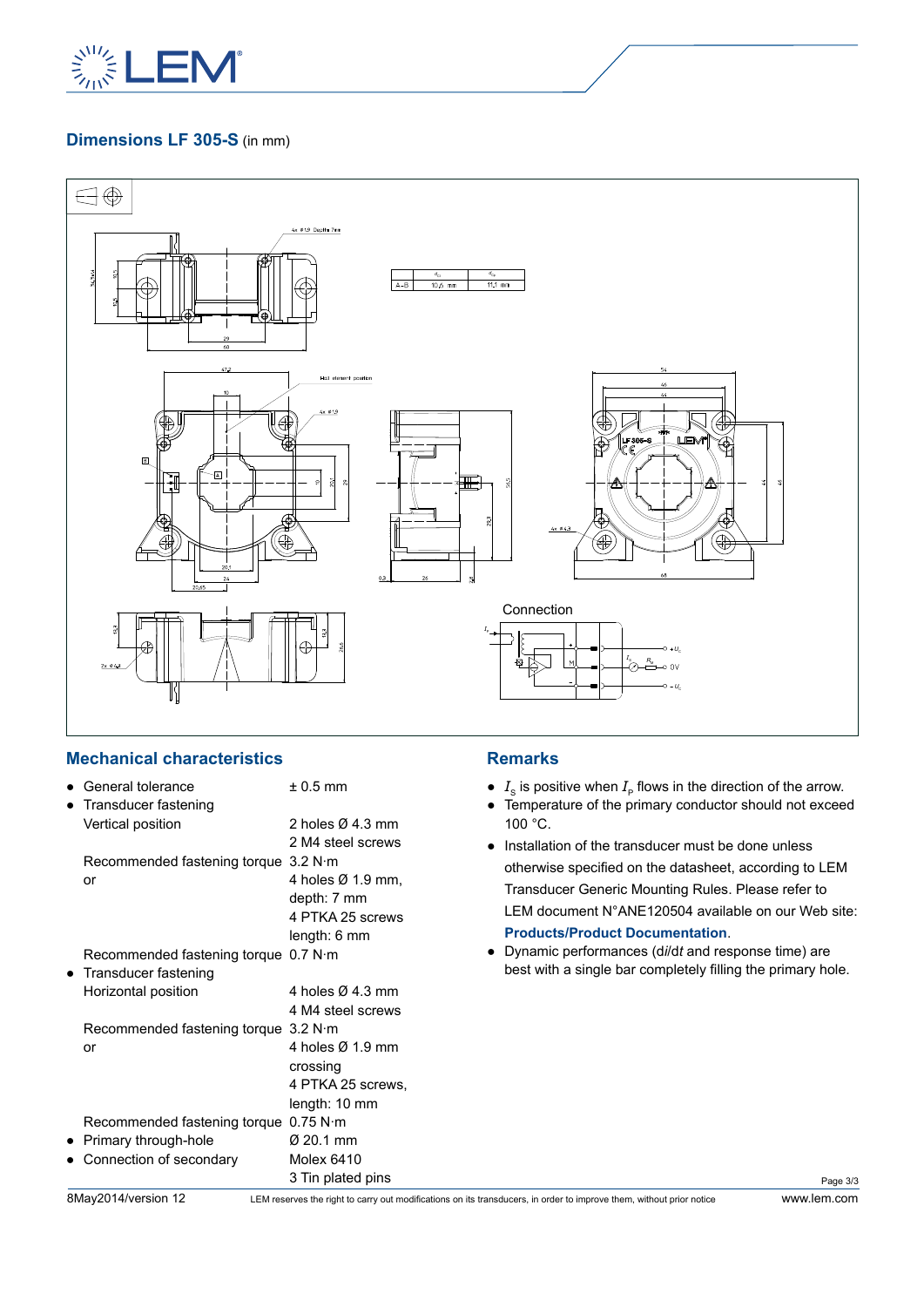## Dimensions LF 305-S (in mm)

| | $d_{Cl}$ | $d_{Cp}$ |
|---|---|---|
| A - B | 10.6 mm | 11.1 mm |

Connection

## Mechanical characteristics

- General tolerance ± 0.5 mm
- Transducer fastening
  - Vertical position: 2 holes Ø 4.3 mm, 2 M4 steel screws
  - Recommended fastening torque: 3.2 N·m
  - or: 4 holes Ø 1.9 mm, depth: 7 mm, 4 PTKA 25 screws, length: 6 mm
  - Recommended fastening torque: 0.7 N·m
- Transducer fastening
  - Horizontal position: 4 holes Ø 4.3 mm, 4 M4 steel screws
  - Recommended fastening torque: 3.2 N·m
  - or: 4 holes Ø 1.9 mm crossing, 4 PTKA 25 screws, length: 10 mm
  - Recommended fastening torque: 0.75 N·m
- Primary through-hole Ø 20.1 mm
- Connection of secondary: Molex 6410, 3 Tin plated pins

## Remarks

- $I_S$ is positive when $I_P$ flows in the direction of the arrow.
- Temperature of the primary conductor should not exceed 100 °C.
- Installation of the transducer must be done unless otherwise specified on the datasheet, according to LEM Transducer Generic Mounting Rules. Please refer to LEM document N°ANE120504 available on our Web site: **Products/Product Documentation**.
- Dynamic performances (d*i*/d*t* and response time) are best with a single bar completely filling the primary hole.

8May2014/version 12 LEM reserves the right to carry out modifications on its transducers, in order to improve them, without prior notice www.lem.com